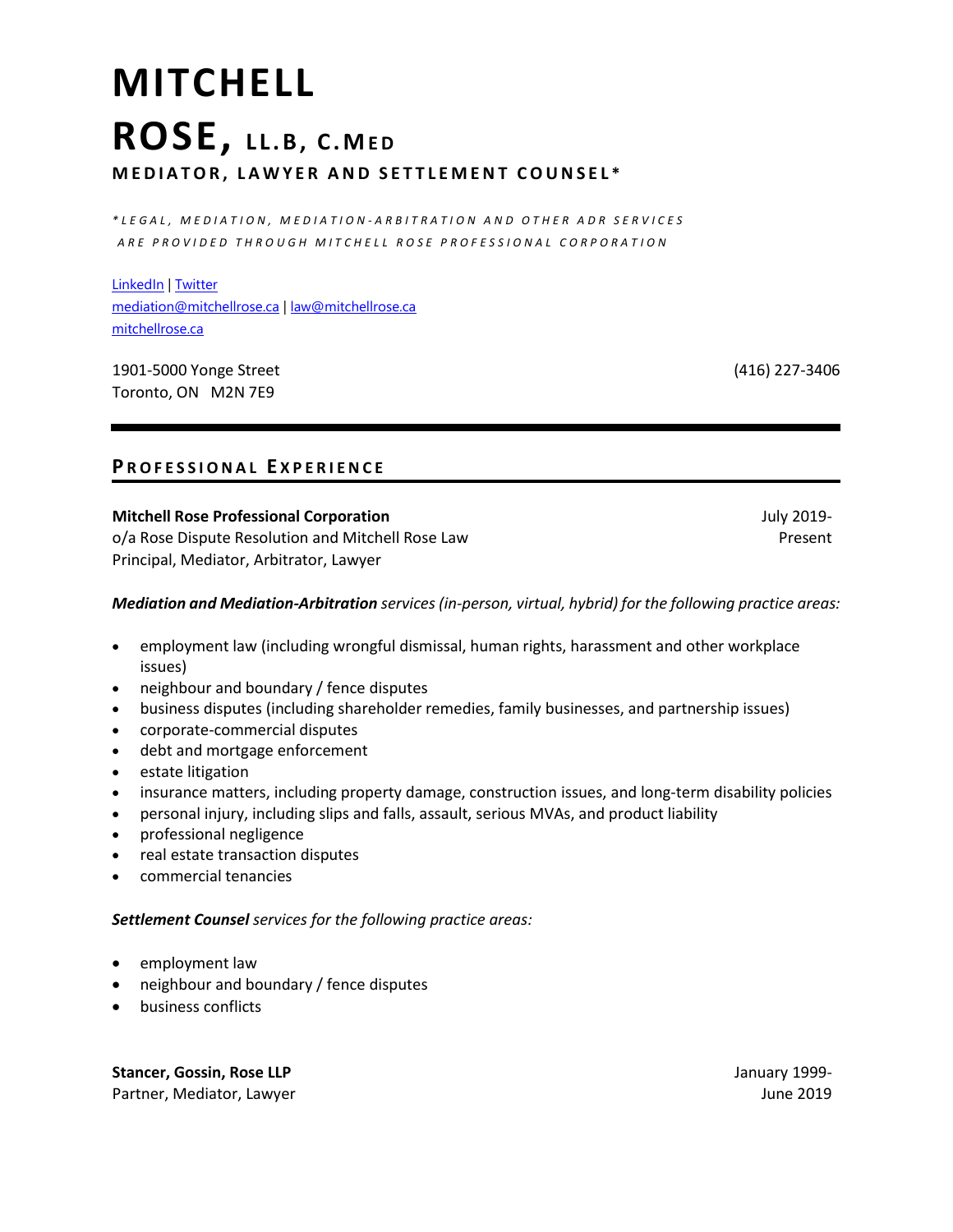# MITCHELL ROSE, LL.B, C.MED

### MEDIATOR, LAWYER AND SETTLEMENT COUNSEL*

*\*LEGAL, MEDIATION, MEDIATION-ARBITRATION AND OTHER ADR SERVICES ARE PROVIDED THROUGH MITCHELL ROSE PROFESSIONAL CORPORATION*

LinkedIn | Twitter
mediation@mitchellrose.ca | law@mitchellrose.ca
mitchellrose.ca

1901-5000 Yonge Street
Toronto, ON M2N 7E9

(416) 227-3406

---

## PROFESSIONAL EXPERIENCE

**Mitchell Rose Professional Corporation** — July 2019-Present
o/a Rose Dispute Resolution and Mitchell Rose Law
Principal, Mediator, Arbitrator, Lawyer

***Mediation and Mediation-Arbitration** services (in-person, virtual, hybrid) for the following practice areas:*

- employment law (including wrongful dismissal, human rights, harassment and other workplace issues)
- neighbour and boundary / fence disputes
- business disputes (including shareholder remedies, family businesses, and partnership issues)
- corporate-commercial disputes
- debt and mortgage enforcement
- estate litigation
- insurance matters, including property damage, construction issues, and long-term disability policies
- personal injury, including slips and falls, assault, serious MVAs, and product liability
- professional negligence
- real estate transaction disputes
- commercial tenancies

***Settlement Counsel** services for the following practice areas:*

- employment law
- neighbour and boundary / fence disputes
- business conflicts

**Stancer, Gossin, Rose LLP** — January 1999-June 2019
Partner, Mediator, Lawyer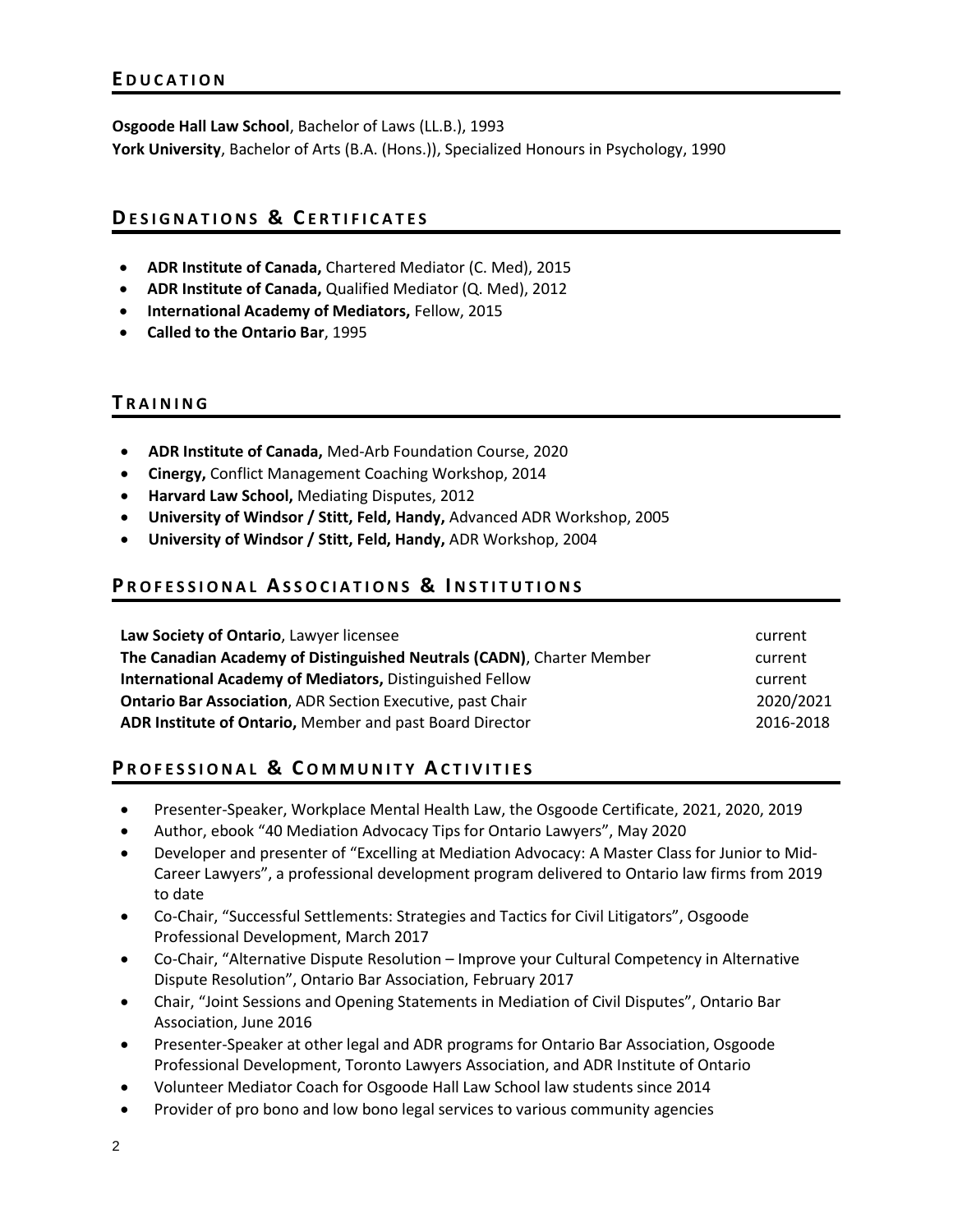## Education

**Osgoode Hall Law School**, Bachelor of Laws (LL.B.), 1993
**York University**, Bachelor of Arts (B.A. (Hons.)), Specialized Honours in Psychology, 1990

## Designations & Certificates

- **ADR Institute of Canada,** Chartered Mediator (C. Med), 2015
- **ADR Institute of Canada,** Qualified Mediator (Q. Med), 2012
- **International Academy of Mediators,** Fellow, 2015
- **Called to the Ontario Bar**, 1995

## Training

- **ADR Institute of Canada,** Med-Arb Foundation Course, 2020
- **Cinergy,** Conflict Management Coaching Workshop, 2014
- **Harvard Law School,** Mediating Disputes, 2012
- **University of Windsor / Stitt, Feld, Handy,** Advanced ADR Workshop, 2005
- **University of Windsor / Stitt, Feld, Handy,** ADR Workshop, 2004

## Professional Associations & Institutions

| | |
|---|---|
| **Law Society of Ontario**, Lawyer licensee | current |
| **The Canadian Academy of Distinguished Neutrals (CADN)**, Charter Member | current |
| **International Academy of Mediators,** Distinguished Fellow | current |
| **Ontario Bar Association**, ADR Section Executive, past Chair | 2020/2021 |
| **ADR Institute of Ontario,** Member and past Board Director | 2016-2018 |

## Professional & Community Activities

- Presenter-Speaker, Workplace Mental Health Law, the Osgoode Certificate, 2021, 2020, 2019
- Author, ebook "40 Mediation Advocacy Tips for Ontario Lawyers", May 2020
- Developer and presenter of "Excelling at Mediation Advocacy: A Master Class for Junior to Mid-Career Lawyers", a professional development program delivered to Ontario law firms from 2019 to date
- Co-Chair, "Successful Settlements: Strategies and Tactics for Civil Litigators", Osgoode Professional Development, March 2017
- Co-Chair, "Alternative Dispute Resolution – Improve your Cultural Competency in Alternative Dispute Resolution", Ontario Bar Association, February 2017
- Chair, "Joint Sessions and Opening Statements in Mediation of Civil Disputes", Ontario Bar Association, June 2016
- Presenter-Speaker at other legal and ADR programs for Ontario Bar Association, Osgoode Professional Development, Toronto Lawyers Association, and ADR Institute of Ontario
- Volunteer Mediator Coach for Osgoode Hall Law School law students since 2014
- Provider of pro bono and low bono legal services to various community agencies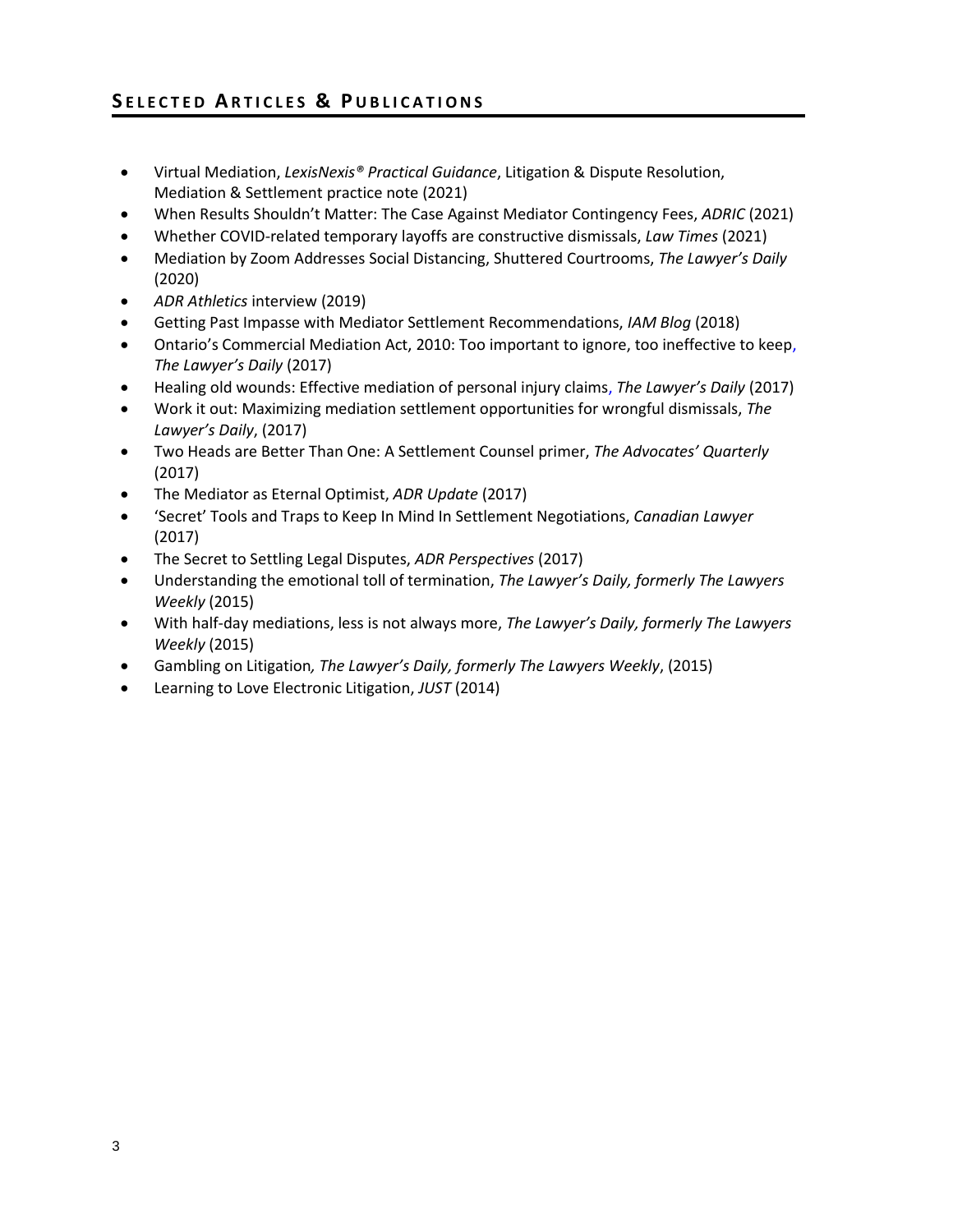## Selected Articles & Publications

- Virtual Mediation, *LexisNexis® Practical Guidance*, Litigation & Dispute Resolution, Mediation & Settlement practice note (2021)
- When Results Shouldn't Matter: The Case Against Mediator Contingency Fees, *ADRIC* (2021)
- Whether COVID-related temporary layoffs are constructive dismissals, *Law Times* (2021)
- Mediation by Zoom Addresses Social Distancing, Shuttered Courtrooms, *The Lawyer's Daily* (2020)
- *ADR Athletics* interview (2019)
- Getting Past Impasse with Mediator Settlement Recommendations, *IAM Blog* (2018)
- Ontario's Commercial Mediation Act, 2010: Too important to ignore, too ineffective to keep, *The Lawyer's Daily* (2017)
- Healing old wounds: Effective mediation of personal injury claims, *The Lawyer's Daily* (2017)
- Work it out: Maximizing mediation settlement opportunities for wrongful dismissals, *The Lawyer's Daily*, (2017)
- Two Heads are Better Than One: A Settlement Counsel primer, *The Advocates' Quarterly* (2017)
- The Mediator as Eternal Optimist, *ADR Update* (2017)
- 'Secret' Tools and Traps to Keep In Mind In Settlement Negotiations, *Canadian Lawyer* (2017)
- The Secret to Settling Legal Disputes, *ADR Perspectives* (2017)
- Understanding the emotional toll of termination, *The Lawyer's Daily, formerly The Lawyers Weekly* (2015)
- With half-day mediations, less is not always more, *The Lawyer's Daily, formerly The Lawyers Weekly* (2015)
- Gambling on Litigation*, The Lawyer's Daily, formerly The Lawyers Weekly*, (2015)
- Learning to Love Electronic Litigation, *JUST* (2014)